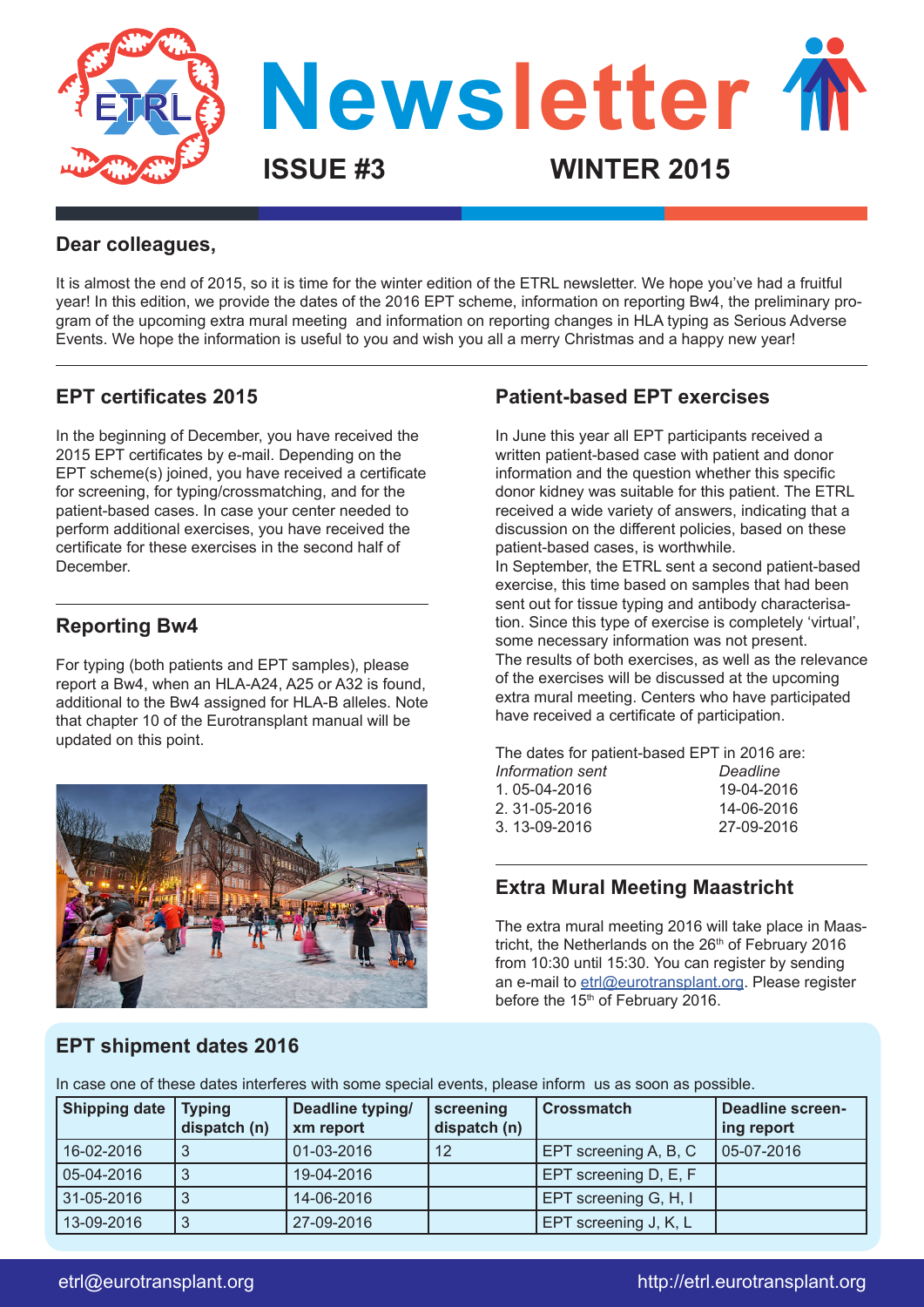# Newsletter

**ISSUE #3** **WINTER 2015**

### Dear colleagues,

It is almost the end of 2015, so it is time for the winter edition of the ETRL newsletter. We hope you've had a fruitful year! In this edition, we provide the dates of the 2016 EPT scheme, information on reporting Bw4, the preliminary program of the upcoming extra mural meeting and information on reporting changes in HLA typing as Serious Adverse Events. We hope the information is useful to you and wish you all a merry Christmas and a happy new year!

## EPT certificates 2015

In the beginning of December, you have received the 2015 EPT certificates by e-mail. Depending on the EPT scheme(s) joined, you have received a certificate for screening, for typing/crossmatching, and for the patient-based cases. In case your center needed to perform additional exercises, you have received the certificate for these exercises in the second half of December.

## Reporting Bw4

For typing (both patients and EPT samples), please report a Bw4, when an HLA-A24, A25 or A32 is found, additional to the Bw4 assigned for HLA-B alleles. Note that chapter 10 of the Eurotransplant manual will be updated on this point.

## Patient-based EPT exercises

In June this year all EPT participants received a written patient-based case with patient and donor information and the question whether this specific donor kidney was suitable for this patient. The ETRL received a wide variety of answers, indicating that a discussion on the different policies, based on these patient-based cases, is worthwhile.

In September, the ETRL sent a second patient-based exercise, this time based on samples that had been sent out for tissue typing and antibody characterisation. Since this type of exercise is completely 'virtual', some necessary information was not present.

The results of both exercises, as well as the relevance of the exercises will be discussed at the upcoming extra mural meeting. Centers who have participated have received a certificate of participation.

The dates for patient-based EPT in 2016 are:

| *Information sent* | *Deadline* |
|---|---|
| 1. 05-04-2016 | 19-04-2016 |
| 2. 31-05-2016 | 14-06-2016 |
| 3. 13-09-2016 | 27-09-2016 |

## Extra Mural Meeting Maastricht

The extra mural meeting 2016 will take place in Maastricht, the Netherlands on the 26th of February 2016 from 10:30 until 15:30. You can register by sending an e-mail to etrl@eurotransplant.org. Please register before the 15th of February 2016.

## EPT shipment dates 2016

In case one of these dates interferes with some special events, please inform us as soon as possible.

| Shipping date | Typing dispatch (n) | Deadline typing/ xm report | screening dispatch (n) | Crossmatch | Deadline screening report |
|---|---|---|---|---|---|
| 16-02-2016 | 3 | 01-03-2016 | 12 | EPT screening A, B, C | 05-07-2016 |
| 05-04-2016 | 3 | 19-04-2016 | | EPT screening D, E, F | |
| 31-05-2016 | 3 | 14-06-2016 | | EPT screening G, H, I | |
| 13-09-2016 | 3 | 27-09-2016 | | EPT screening J, K, L | |

etrl@eurotransplant.org http://etrl.eurotransplant.org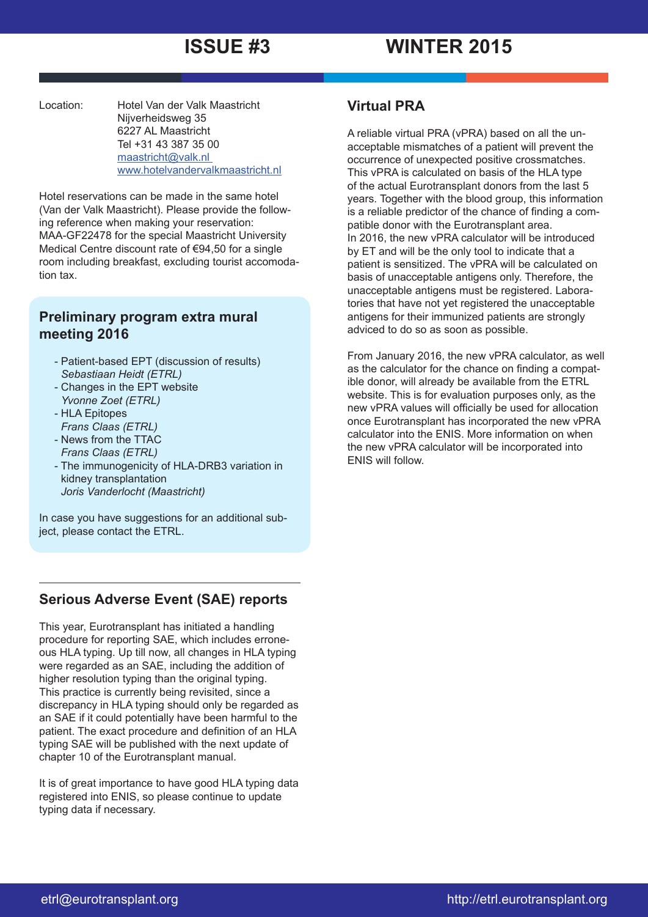Location: Hotel Van der Valk Maastricht
Nijverheidsweg 35
6227 AL Maastricht
Tel +31 43 387 35 00
maastricht@valk.nl
www.hotelvandervalkmaastricht.nl

Hotel reservations can be made in the same hotel (Van der Valk Maastricht). Please provide the following reference when making your reservation: MAA-GF22478 for the special Maastricht University Medical Centre discount rate of €94,50 for a single room including breakfast, excluding tourist accomodation tax.

## Preliminary program extra mural meeting 2016

- Patient-based EPT (discussion of results)
  *Sebastiaan Heidt (ETRL)*
- Changes in the EPT website
  *Yvonne Zoet (ETRL)*
- HLA Epitopes
  *Frans Claas (ETRL)*
- News from the TTAC
  *Frans Claas (ETRL)*
- The immunogenicity of HLA-DRB3 variation in kidney transplantation
  *Joris Vanderlocht (Maastricht)*

In case you have suggestions for an additional subject, please contact the ETRL.

## Serious Adverse Event (SAE) reports

This year, Eurotransplant has initiated a handling procedure for reporting SAE, which includes erroneous HLA typing. Up till now, all changes in HLA typing were regarded as an SAE, including the addition of higher resolution typing than the original typing. This practice is currently being revisited, since a discrepancy in HLA typing should only be regarded as an SAE if it could potentially have been harmful to the patient. The exact procedure and definition of an HLA typing SAE will be published with the next update of chapter 10 of the Eurotransplant manual.

It is of great importance to have good HLA typing data registered into ENIS, so please continue to update typing data if necessary.

## Virtual PRA

A reliable virtual PRA (vPRA) based on all the unacceptable mismatches of a patient will prevent the occurrence of unexpected positive crossmatches. This vPRA is calculated on basis of the HLA type of the actual Eurotransplant donors from the last 5 years. Together with the blood group, this information is a reliable predictor of the chance of finding a compatible donor with the Eurotransplant area.
In 2016, the new vPRA calculator will be introduced by ET and will be the only tool to indicate that a patient is sensitized. The vPRA will be calculated on basis of unacceptable antigens only. Therefore, the unacceptable antigens must be registered. Laboratories that have not yet registered the unacceptable antigens for their immunized patients are strongly adviced to do so as soon as possible.

From January 2016, the new vPRA calculator, as well as the calculator for the chance on finding a compatible donor, will already be available from the ETRL website. This is for evaluation purposes only, as the new vPRA values will officially be used for allocation once Eurotransplant has incorporated the new vPRA calculator into the ENIS. More information on when the new vPRA calculator will be incorporated into ENIS will follow.